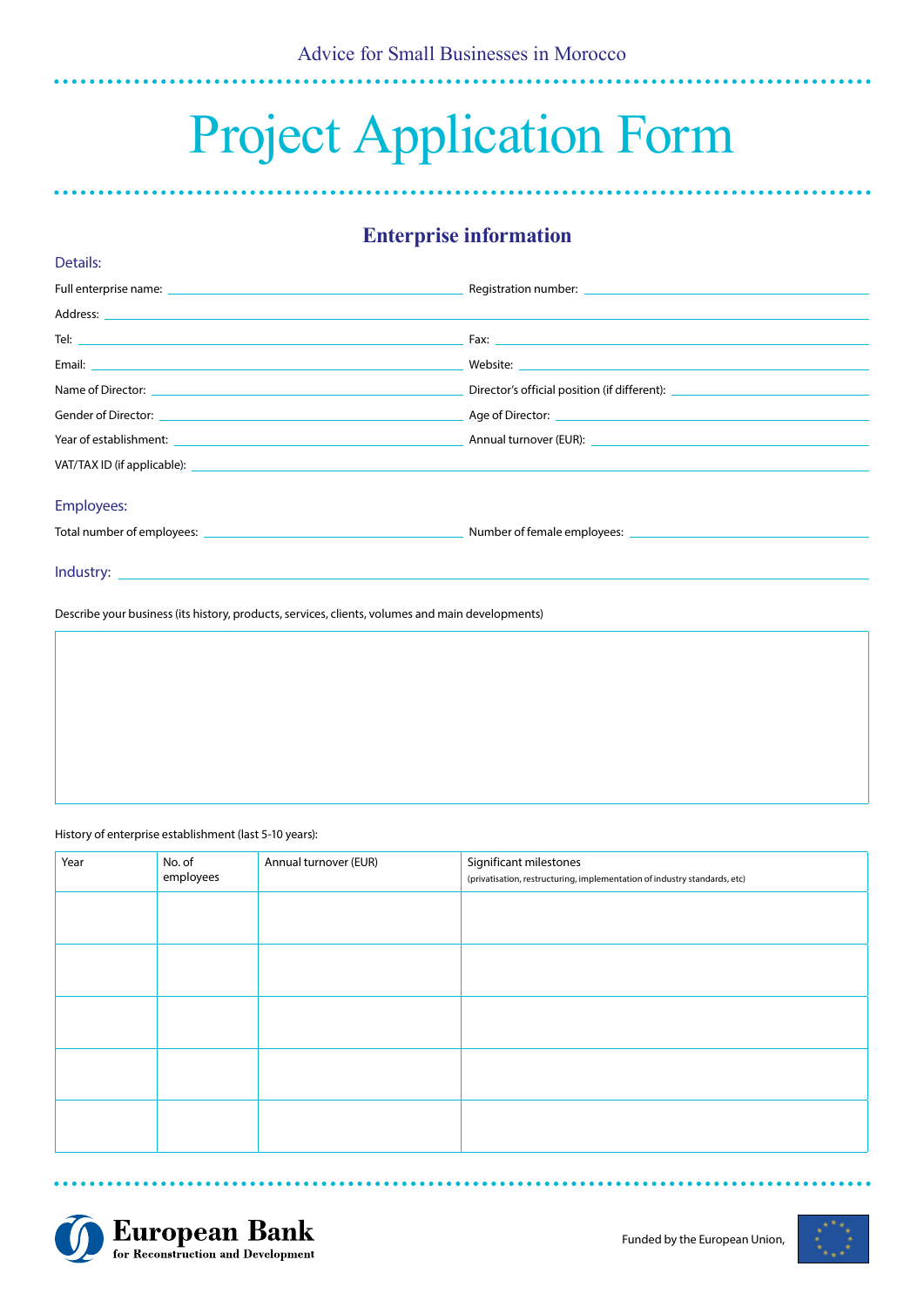Advice for Small Businesses in Morocco

# Project Application Form

## Enterprise information

### Details:

Full enterprise name: ______________________ Registration number: ______________________

Address: ______________________

Tel: ______________________ Fax: ______________________

Email: ______________________ Website: ______________________

Name of Director: ______________________ Director's official position (if different): ______________________

Gender of Director: ______________________ Age of Director: ______________________

Year of establishment: ______________________ Annual turnover (EUR): ______________________

VAT/TAX ID (if applicable): ______________________

### Employees:

Total number of employees: ______________________ Number of female employees: ______________________

### Industry: ______________________

Describe your business (its history, products, services, clients, volumes and main developments)

History of enterprise establishment (last 5-10 years):

| Year | No. of employees | Annual turnover (EUR) | Significant milestones (privatisation, restructuring, implementation of industry standards, etc) |
|---|---|---|---|
| | | | |
| | | | |
| | | | |
| | | | |
| | | | |

European Bank for Reconstruction and Development

Funded by the European Union,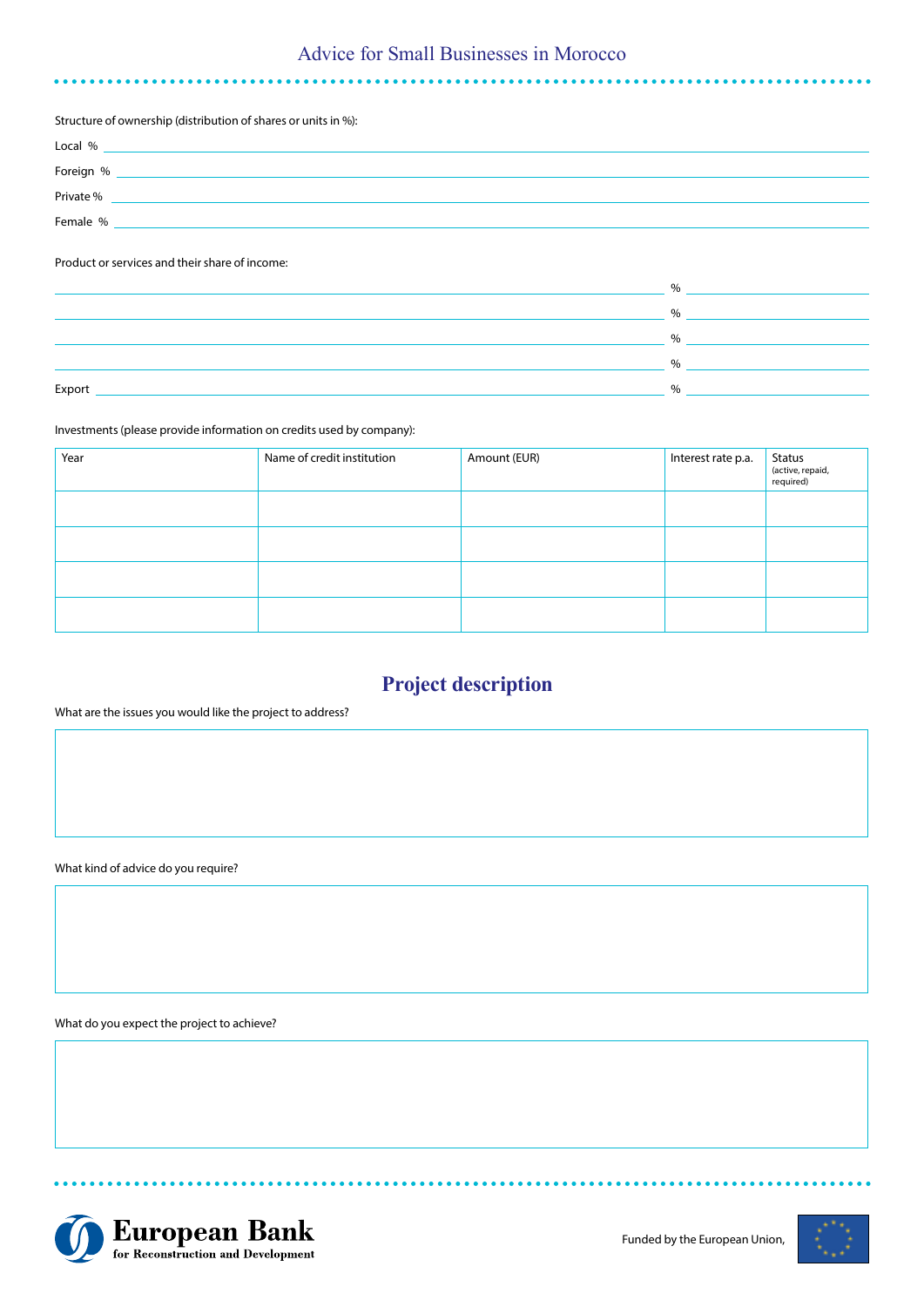Structure of ownership (distribution of shares or units in %):

Local % ______________________________

Foreign % ______________________________

Private % ______________________________

Female % ______________________________

Product or services and their share of income:

______________________________ % ______________

______________________________ % ______________

______________________________ % ______________

______________________________ % ______________

Export ______________________________ % ______________

Investments (please provide information on credits used by company):

| Year | Name of credit institution | Amount (EUR) | Interest rate p.a. | Status (active, repaid, required) |
| --- | --- | --- | --- | --- |
| | | | | |
| | | | | |
| | | | | |
| | | | | |

## Project description

What are the issues you would like the project to address?

What kind of advice do you require?

What do you expect the project to achieve?

European Bank for Reconstruction and Development

Funded by the European Union,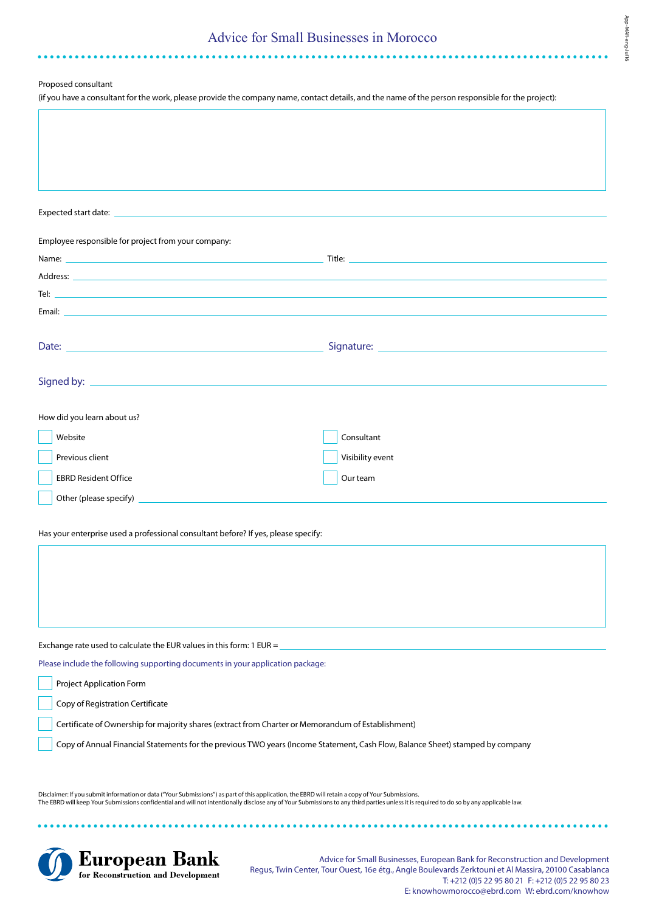Proposed consultant

(if you have a consultant for the work, please provide the company name, contact details, and the name of the person responsible for the project):

Expected start date: \_\_\_\_\_\_\_\_\_\_\_\_\_\_\_\_\_\_\_\_

Employee responsible for project from your company:

Name: \_\_\_\_\_\_\_\_\_\_\_\_\_\_\_\_\_\_\_\_ Title: \_\_\_\_\_\_\_\_\_\_\_\_\_\_\_\_\_\_\_\_

Address: \_\_\_\_\_\_\_\_\_\_\_\_\_\_\_\_\_\_\_\_

Tel: \_\_\_\_\_\_\_\_\_\_\_\_\_\_\_\_\_\_\_\_

Email: \_\_\_\_\_\_\_\_\_\_\_\_\_\_\_\_\_\_\_\_

Date: \_\_\_\_\_\_\_\_\_\_\_\_\_\_\_\_\_\_\_\_ Signature: \_\_\_\_\_\_\_\_\_\_\_\_\_\_\_\_\_\_\_\_

Signed by: \_\_\_\_\_\_\_\_\_\_\_\_\_\_\_\_\_\_\_\_

How did you learn about us?

- ☐ Website
- ☐ Previous client
- ☐ EBRD Resident Office
- ☐ Consultant
- ☐ Visibility event
- ☐ Our team
- ☐ Other (please specify) \_\_\_\_\_\_\_\_\_\_\_\_\_\_\_\_\_\_\_\_

Has your enterprise used a professional consultant before? If yes, please specify:

Exchange rate used to calculate the EUR values in this form: 1 EUR = \_\_\_\_\_\_\_\_\_\_\_\_\_\_\_\_\_\_\_\_

Please include the following supporting documents in your application package:

- ☐ Project Application Form
- ☐ Copy of Registration Certificate
- ☐ Certificate of Ownership for majority shares (extract from Charter or Memorandum of Establishment)
- ☐ Copy of Annual Financial Statements for the previous TWO years (Income Statement, Cash Flow, Balance Sheet) stamped by company

Disclaimer: If you submit information or data ("Your Submissions") as part of this application, the EBRD will retain a copy of Your Submissions. The EBRD will keep Your Submissions confidential and will not intentionally disclose any of Your Submissions to any third parties unless it is required to do so by any applicable law.

European Bank for Reconstruction and Development

Advice for Small Businesses, European Bank for Reconstruction and Development
Regus, Twin Center, Tour Ouest, 16e étg., Angle Boulevards Zerktouni et Al Massira, 20100 Casablanca
T: +212 (0)5 22 95 80 21 F: +212 (0)5 22 95 80 23
E: knowhowmorocco@ebrd.com W: ebrd.com/knowhow